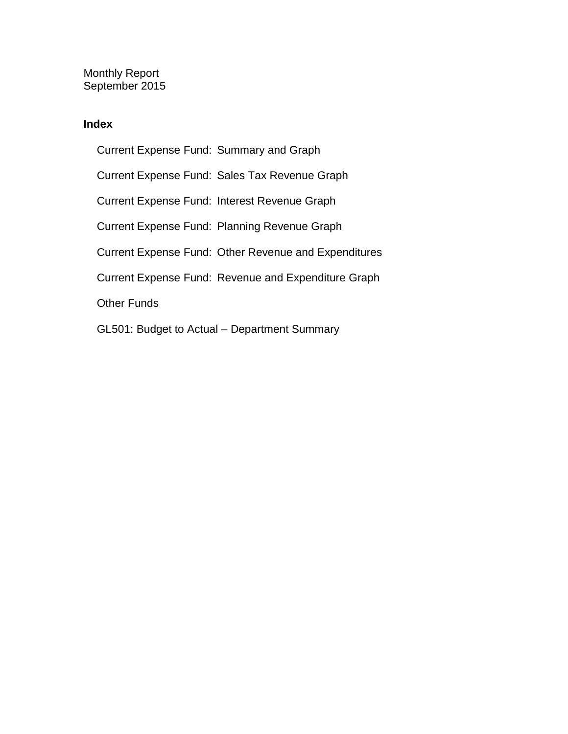Monthly Report
September 2015

**Index**

- Current Expense Fund: Summary and Graph
- Current Expense Fund: Sales Tax Revenue Graph
- Current Expense Fund: Interest Revenue Graph
- Current Expense Fund: Planning Revenue Graph
- Current Expense Fund: Other Revenue and Expenditures
- Current Expense Fund: Revenue and Expenditure Graph
- Other Funds
- GL501: Budget to Actual – Department Summary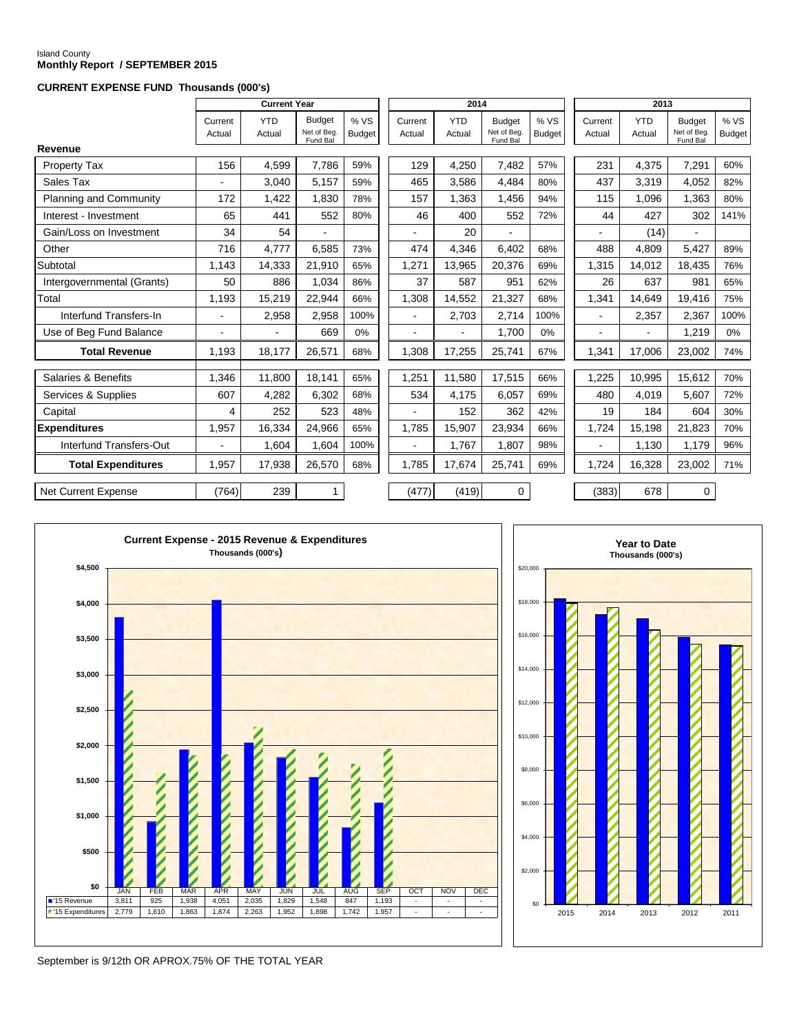Island County

**Monthly Report / SEPTEMBER 2015**

**CURRENT EXPENSE FUND Thousands (000's)**

| | Current Year | | | | 2014 | | | | 2013 | | | |
|---|---|---|---|---|---|---|---|---|---|---|---|---|
| | Current Actual | YTD Actual | Budget Net of Beg. Fund Bal | % VS Budget | Current Actual | YTD Actual | Budget Net of Beg. Fund Bal | % VS Budget | Current Actual | YTD Actual | Budget Net of Beg. Fund Bal | % VS Budget |
| **Revenue** | | | | | | | | | | | | |
| Property Tax | 156 | 4,599 | 7,786 | 59% | 129 | 4,250 | 7,482 | 57% | 231 | 4,375 | 7,291 | 60% |
| Sales Tax | - | 3,040 | 5,157 | 59% | 465 | 3,586 | 4,484 | 80% | 437 | 3,319 | 4,052 | 82% |
| Planning and Community | 172 | 1,422 | 1,830 | 78% | 157 | 1,363 | 1,456 | 94% | 115 | 1,096 | 1,363 | 80% |
| Interest - Investment | 65 | 441 | 552 | 80% | 46 | 400 | 552 | 72% | 44 | 427 | 302 | 141% |
| Gain/Loss on Investment | 34 | 54 | - | | - | 20 | - | | - | (14) | - | |
| Other | 716 | 4,777 | 6,585 | 73% | 474 | 4,346 | 6,402 | 68% | 488 | 4,809 | 5,427 | 89% |
| Subtotal | 1,143 | 14,333 | 21,910 | 65% | 1,271 | 13,965 | 20,376 | 69% | 1,315 | 14,012 | 18,435 | 76% |
| Intergovernmental (Grants) | 50 | 886 | 1,034 | 86% | 37 | 587 | 951 | 62% | 26 | 637 | 981 | 65% |
| Total | 1,193 | 15,219 | 22,944 | 66% | 1,308 | 14,552 | 21,327 | 68% | 1,341 | 14,649 | 19,416 | 75% |
| Interfund Transfers-In | - | 2,958 | 2,958 | 100% | - | 2,703 | 2,714 | 100% | - | 2,357 | 2,367 | 100% |
| Use of Beg Fund Balance | - | - | 669 | 0% | - | - | 1,700 | 0% | - | - | 1,219 | 0% |
| **Total Revenue** | 1,193 | 18,177 | 26,571 | 68% | 1,308 | 17,255 | 25,741 | 67% | 1,341 | 17,006 | 23,002 | 74% |
| Salaries & Benefits | 1,346 | 11,800 | 18,141 | 65% | 1,251 | 11,580 | 17,515 | 66% | 1,225 | 10,995 | 15,612 | 70% |
| Services & Supplies | 607 | 4,282 | 6,302 | 68% | 534 | 4,175 | 6,057 | 69% | 480 | 4,019 | 5,607 | 72% |
| Capital | 4 | 252 | 523 | 48% | - | 152 | 362 | 42% | 19 | 184 | 604 | 30% |
| **Expenditures** | 1,957 | 16,334 | 24,966 | 65% | 1,785 | 15,907 | 23,934 | 66% | 1,724 | 15,198 | 21,823 | 70% |
| Interfund Transfers-Out | - | 1,604 | 1,604 | 100% | - | 1,767 | 1,807 | 98% | - | 1,130 | 1,179 | 96% |
| **Total Expenditures** | 1,957 | 17,938 | 26,570 | 68% | 1,785 | 17,674 | 25,741 | 69% | 1,724 | 16,328 | 23,002 | 71% |
| Net Current Expense | (764) | 239 | 1 | | (477) | (419) | 0 | | (383) | 678 | 0 | |

**Current Expense - 2015 Revenue & Expenditures**
Thousands (000's)

| | JAN | FEB | MAR | APR | MAY | JUN | JUL | AUG | SEP | OCT | NOV | DEC |
|---|---|---|---|---|---|---|---|---|---|---|---|---|
| '15 Revenue | 3,811 | 925 | 1,938 | 4,051 | 2,035 | 1,829 | 1,548 | 847 | 1,193 | - | - | - |
| '15 Expenditures | 2,779 | 1,610 | 1,863 | 1,874 | 2,263 | 1,952 | 1,898 | 1,742 | 1,957 | - | - | - |

**Year to Date**
Thousands (000's)

2015, 2014, 2013, 2012, 2011

September is 9/12th OR APROX.75% OF THE TOTAL YEAR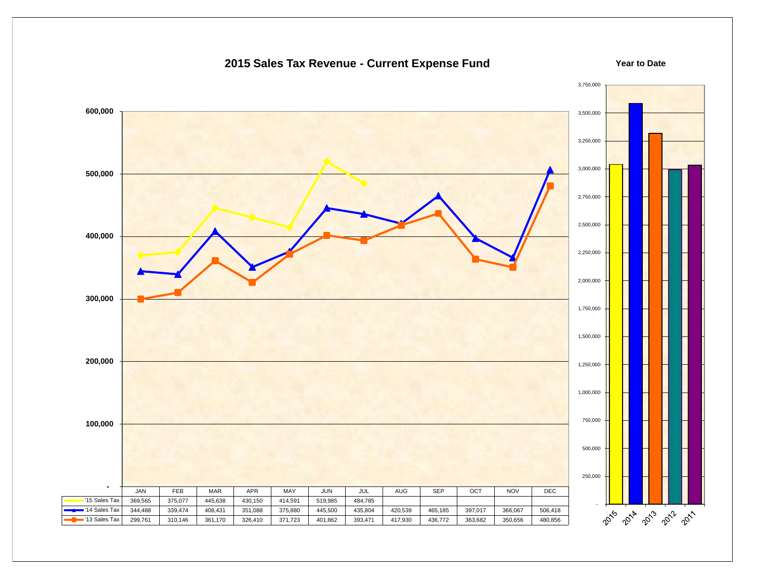## 2015 Sales Tax Revenue - Current Expense Fund

| | JAN | FEB | MAR | APR | MAY | JUN | JUL | AUG | SEP | OCT | NOV | DEC |
|---|---|---|---|---|---|---|---|---|---|---|---|---|
| '15 Sales Tax | 369,565 | 375,077 | 445,638 | 430,150 | 414,591 | 519,985 | 484,785 | | | | | |
| '14 Sales Tax | 344,488 | 339,474 | 408,431 | 351,088 | 375,880 | 445,500 | 435,804 | 420,539 | 465,185 | 397,017 | 366,067 | 506,418 |
| '13 Sales Tax | 299,761 | 310,146 | 361,170 | 326,410 | 371,723 | 401,862 | 393,471 | 417,930 | 436,772 | 363,682 | 350,656 | 480,856 |

## Year to Date

Bar chart of year-to-date sales tax revenue (approximate values read from chart; scale 0 to 3,750,000):

| Year | Year to Date |
|---|---|
| 2015 | ~3,040,000 |
| 2014 | ~3,580,000 |
| 2013 | ~3,315,000 |
| 2012 | ~2,995,000 |
| 2011 | ~3,035,000 |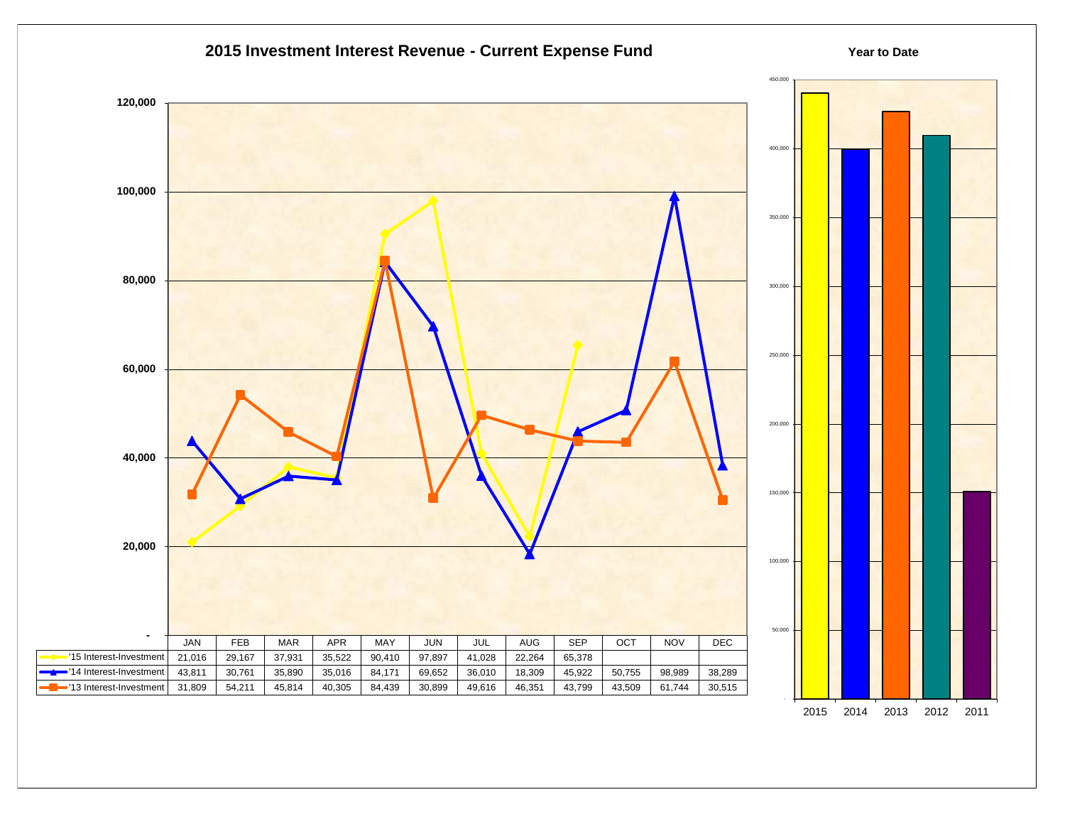## 2015 Investment Interest Revenue - Current Expense Fund

| | JAN | FEB | MAR | APR | MAY | JUN | JUL | AUG | SEP | OCT | NOV | DEC |
|---|---|---|---|---|---|---|---|---|---|---|---|---|
| '15 Interest-Investment | 21,016 | 29,167 | 37,931 | 35,522 | 90,410 | 97,897 | 41,028 | 22,264 | 65,378 | | | |
| '14 Interest-Investment | 43,811 | 30,761 | 35,890 | 35,016 | 84,171 | 69,652 | 36,010 | 18,309 | 45,922 | 50,755 | 98,989 | 38,289 |
| '13 Interest-Investment | 31,809 | 54,211 | 45,814 | 40,305 | 84,439 | 30,899 | 49,616 | 46,351 | 43,799 | 43,509 | 61,744 | 30,515 |

**Year to Date**

2015 2014 2013 2012 2011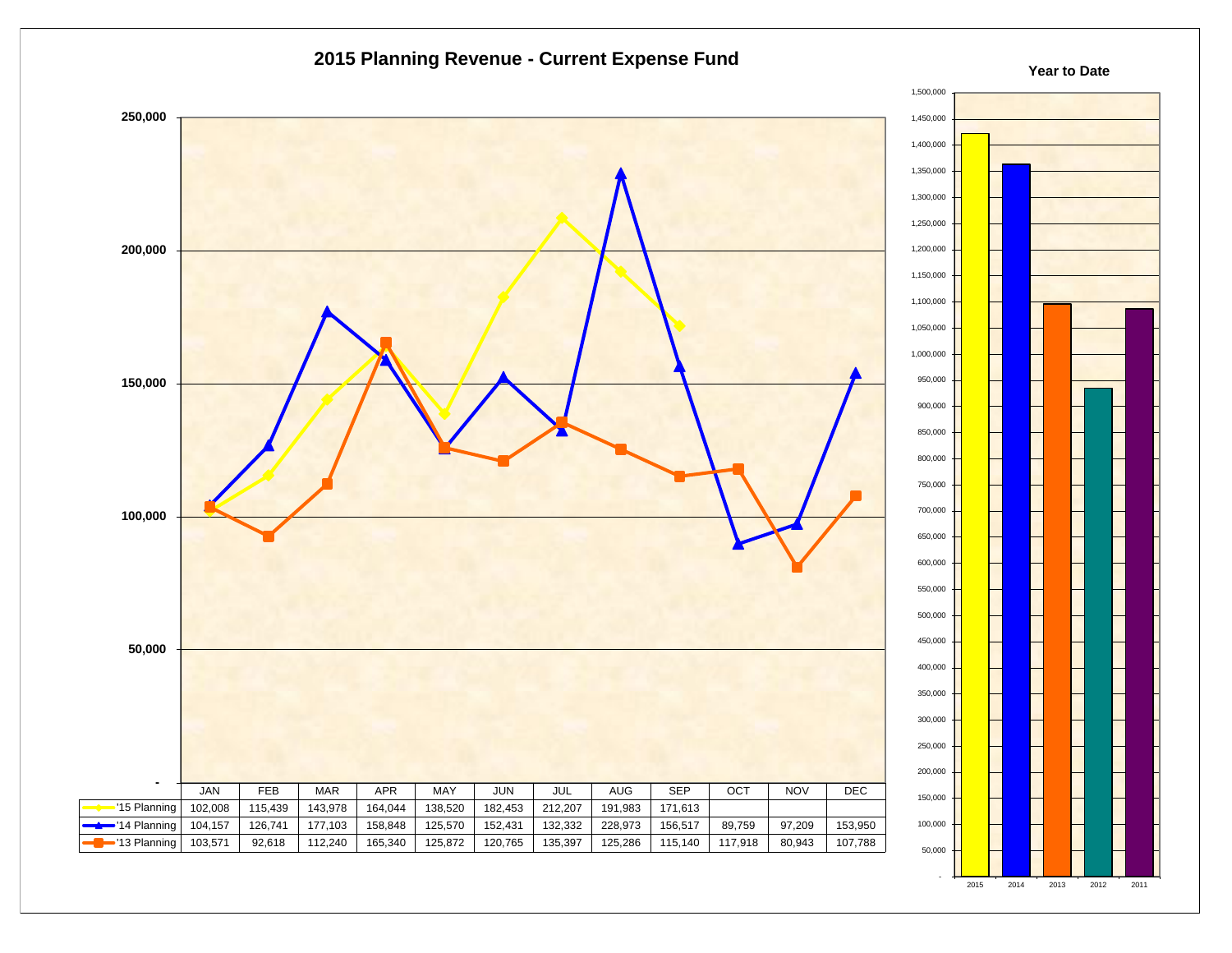## 2015 Planning Revenue - Current Expense Fund

| | JAN | FEB | MAR | APR | MAY | JUN | JUL | AUG | SEP | OCT | NOV | DEC |
|---|---|---|---|---|---|---|---|---|---|---|---|---|
| '15 Planning | 102,008 | 115,439 | 143,978 | 164,044 | 138,520 | 182,453 | 212,207 | 191,983 | 171,613 | | | |
| '14 Planning | 104,157 | 126,741 | 177,103 | 158,848 | 125,570 | 152,431 | 132,332 | 228,973 | 156,517 | 89,759 | 97,209 | 153,950 |
| '13 Planning | 103,571 | 92,618 | 112,240 | 165,340 | 125,872 | 120,765 | 135,397 | 125,286 | 115,140 | 117,918 | 80,943 | 107,788 |

**Year to Date**

2015 | 2014 | 2013 | 2012 | 2011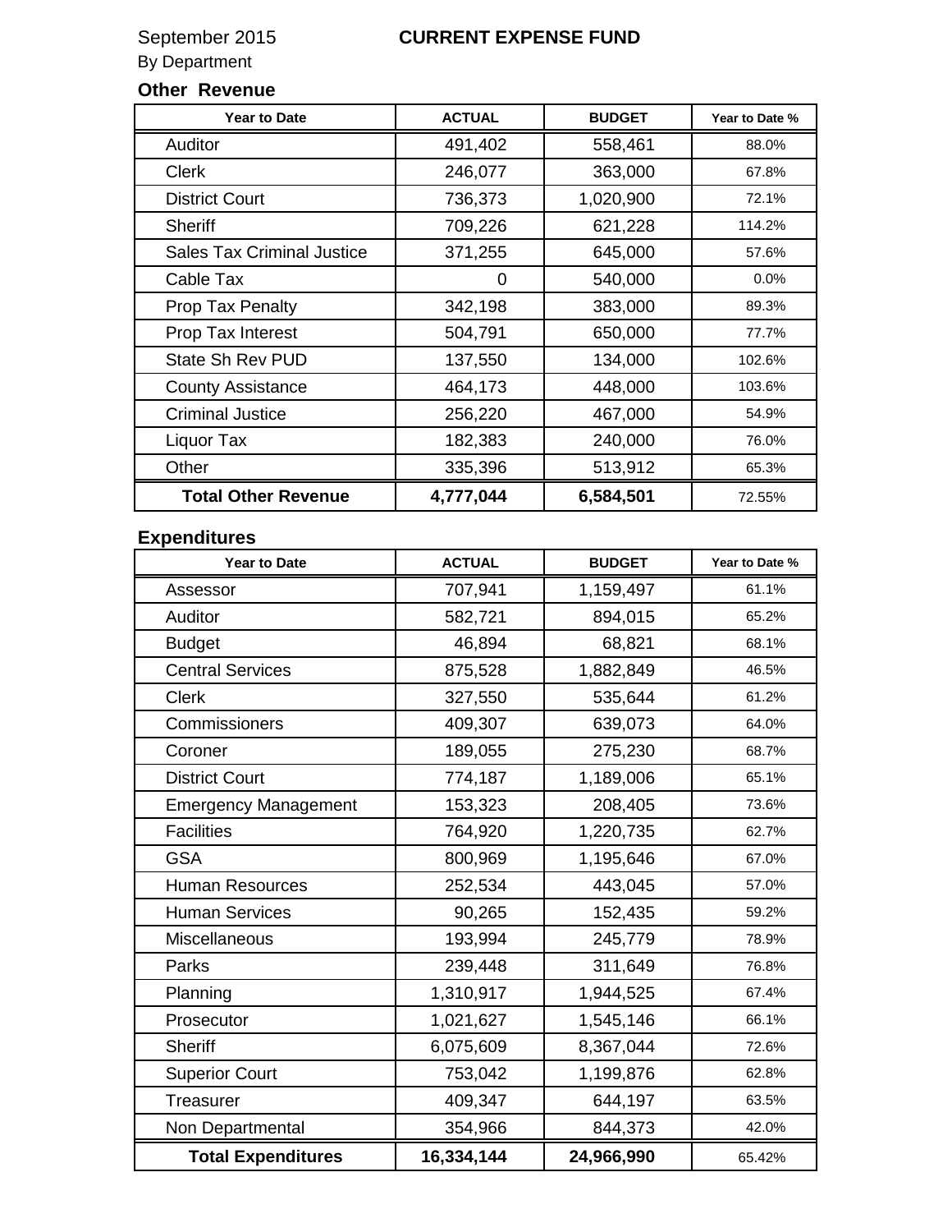September 2015

**CURRENT EXPENSE FUND**

By Department

### Other Revenue

| Year to Date | ACTUAL | BUDGET | Year to Date % |
|---|---|---|---|
| Auditor | 491,402 | 558,461 | 88.0% |
| Clerk | 246,077 | 363,000 | 67.8% |
| District Court | 736,373 | 1,020,900 | 72.1% |
| Sheriff | 709,226 | 621,228 | 114.2% |
| Sales Tax Criminal Justice | 371,255 | 645,000 | 57.6% |
| Cable Tax | 0 | 540,000 | 0.0% |
| Prop Tax Penalty | 342,198 | 383,000 | 89.3% |
| Prop Tax Interest | 504,791 | 650,000 | 77.7% |
| State Sh Rev PUD | 137,550 | 134,000 | 102.6% |
| County Assistance | 464,173 | 448,000 | 103.6% |
| Criminal Justice | 256,220 | 467,000 | 54.9% |
| Liquor Tax | 182,383 | 240,000 | 76.0% |
| Other | 335,396 | 513,912 | 65.3% |
| **Total Other Revenue** | **4,777,044** | **6,584,501** | 72.55% |

### Expenditures

| Year to Date | ACTUAL | BUDGET | Year to Date % |
|---|---|---|---|
| Assessor | 707,941 | 1,159,497 | 61.1% |
| Auditor | 582,721 | 894,015 | 65.2% |
| Budget | 46,894 | 68,821 | 68.1% |
| Central Services | 875,528 | 1,882,849 | 46.5% |
| Clerk | 327,550 | 535,644 | 61.2% |
| Commissioners | 409,307 | 639,073 | 64.0% |
| Coroner | 189,055 | 275,230 | 68.7% |
| District Court | 774,187 | 1,189,006 | 65.1% |
| Emergency Management | 153,323 | 208,405 | 73.6% |
| Facilities | 764,920 | 1,220,735 | 62.7% |
| GSA | 800,969 | 1,195,646 | 67.0% |
| Human Resources | 252,534 | 443,045 | 57.0% |
| Human Services | 90,265 | 152,435 | 59.2% |
| Miscellaneous | 193,994 | 245,779 | 78.9% |
| Parks | 239,448 | 311,649 | 76.8% |
| Planning | 1,310,917 | 1,944,525 | 67.4% |
| Prosecutor | 1,021,627 | 1,545,146 | 66.1% |
| Sheriff | 6,075,609 | 8,367,044 | 72.6% |
| Superior Court | 753,042 | 1,199,876 | 62.8% |
| Treasurer | 409,347 | 644,197 | 63.5% |
| Non Departmental | 354,966 | 844,373 | 42.0% |
| **Total Expenditures** | **16,334,144** | **24,966,990** | 65.42% |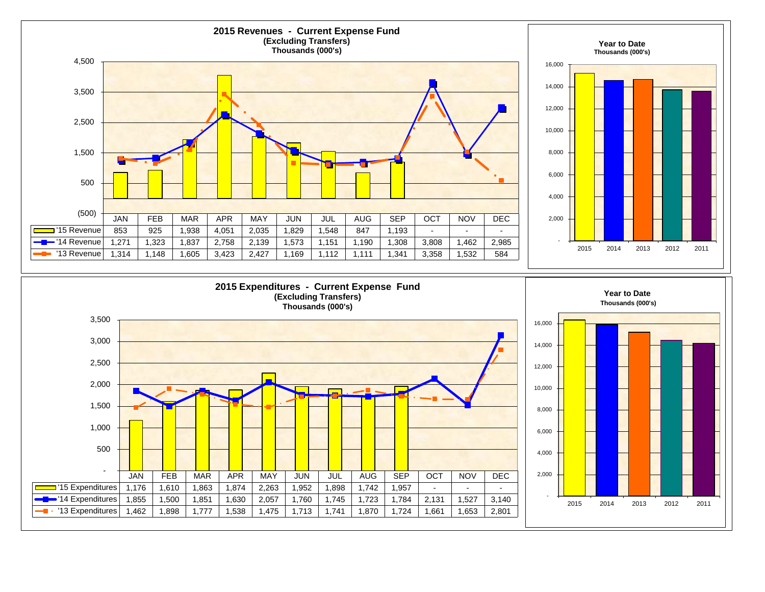## 2015 Revenues - Current Expense Fund
**(Excluding Transfers)**
**Thousands (000's)**

| | JAN | FEB | MAR | APR | MAY | JUN | JUL | AUG | SEP | OCT | NOV | DEC |
|---|---|---|---|---|---|---|---|---|---|---|---|---|
| '15 Revenue | 853 | 925 | 1,938 | 4,051 | 2,035 | 1,829 | 1,548 | 847 | 1,193 | - | - | - |
| '14 Revenue | 1,271 | 1,323 | 1,837 | 2,758 | 2,139 | 1,573 | 1,151 | 1,190 | 1,308 | 3,808 | 1,462 | 2,985 |
| '13 Revenue | 1,314 | 1,148 | 1,605 | 3,423 | 2,427 | 1,169 | 1,112 | 1,111 | 1,341 | 3,358 | 1,532 | 584 |

### Year to Date
**Thousands (000's)**

2015, 2014, 2013, 2012, 2011

## 2015 Expenditures - Current Expense Fund
**(Excluding Transfers)**
**Thousands (000's)**

| | JAN | FEB | MAR | APR | MAY | JUN | JUL | AUG | SEP | OCT | NOV | DEC |
|---|---|---|---|---|---|---|---|---|---|---|---|---|
| '15 Expenditures | 1,176 | 1,610 | 1,863 | 1,874 | 2,263 | 1,952 | 1,898 | 1,742 | 1,957 | - | - | - |
| '14 Expenditures | 1,855 | 1,500 | 1,851 | 1,630 | 2,057 | 1,760 | 1,745 | 1,723 | 1,784 | 2,131 | 1,527 | 3,140 |
| '13 Expenditures | 1,462 | 1,898 | 1,777 | 1,538 | 1,475 | 1,713 | 1,741 | 1,870 | 1,724 | 1,661 | 1,653 | 2,801 |

### Year to Date
**Thousands (000's)**

2015, 2014, 2013, 2012, 2011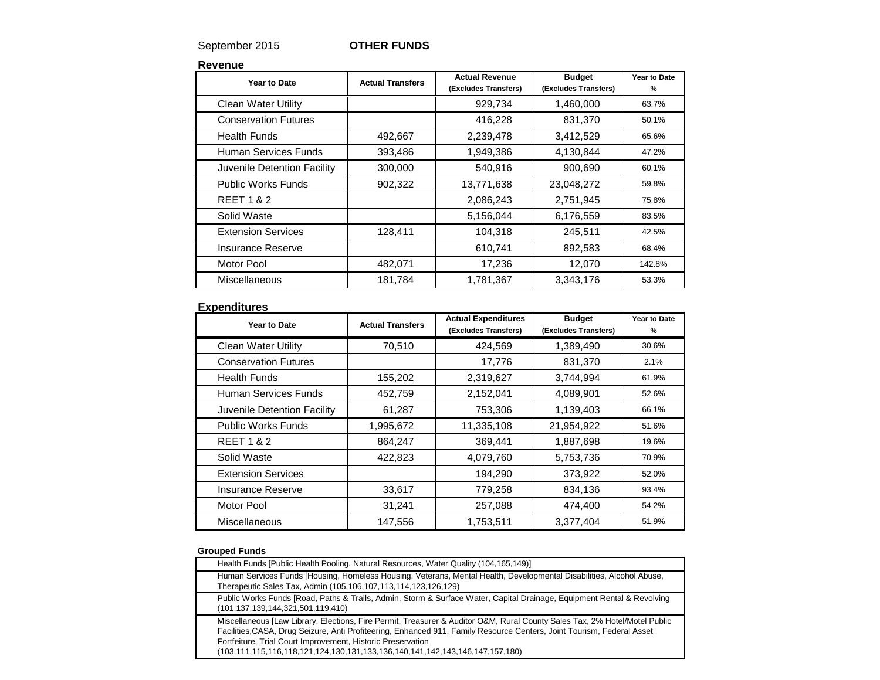September 2015 **OTHER FUNDS**

### Revenue

| Year to Date | Actual Transfers | Actual Revenue (Excludes Transfers) | Budget (Excludes Transfers) | Year to Date % |
|---|---|---|---|---|
| Clean Water Utility | | 929,734 | 1,460,000 | 63.7% |
| Conservation Futures | | 416,228 | 831,370 | 50.1% |
| Health Funds | 492,667 | 2,239,478 | 3,412,529 | 65.6% |
| Human Services Funds | 393,486 | 1,949,386 | 4,130,844 | 47.2% |
| Juvenile Detention Facility | 300,000 | 540,916 | 900,690 | 60.1% |
| Public Works Funds | 902,322 | 13,771,638 | 23,048,272 | 59.8% |
| REET 1 & 2 | | 2,086,243 | 2,751,945 | 75.8% |
| Solid Waste | | 5,156,044 | 6,176,559 | 83.5% |
| Extension Services | 128,411 | 104,318 | 245,511 | 42.5% |
| Insurance Reserve | | 610,741 | 892,583 | 68.4% |
| Motor Pool | 482,071 | 17,236 | 12,070 | 142.8% |
| Miscellaneous | 181,784 | 1,781,367 | 3,343,176 | 53.3% |

### Expenditures

| Year to Date | Actual Transfers | Actual Expenditures (Excludes Transfers) | Budget (Excludes Transfers) | Year to Date % |
|---|---|---|---|---|
| Clean Water Utility | 70,510 | 424,569 | 1,389,490 | 30.6% |
| Conservation Futures | | 17,776 | 831,370 | 2.1% |
| Health Funds | 155,202 | 2,319,627 | 3,744,994 | 61.9% |
| Human Services Funds | 452,759 | 2,152,041 | 4,089,901 | 52.6% |
| Juvenile Detention Facility | 61,287 | 753,306 | 1,139,403 | 66.1% |
| Public Works Funds | 1,995,672 | 11,335,108 | 21,954,922 | 51.6% |
| REET 1 & 2 | 864,247 | 369,441 | 1,887,698 | 19.6% |
| Solid Waste | 422,823 | 4,079,760 | 5,753,736 | 70.9% |
| Extension Services | | 194,290 | 373,922 | 52.0% |
| Insurance Reserve | 33,617 | 779,258 | 834,136 | 93.4% |
| Motor Pool | 31,241 | 257,088 | 474,400 | 54.2% |
| Miscellaneous | 147,556 | 1,753,511 | 3,377,404 | 51.9% |

**Grouped Funds**

| |
|---|
| Health Funds [Public Health Pooling, Natural Resources, Water Quality (104,165,149)] |
| Human Services Funds [Housing, Homeless Housing, Veterans, Mental Health, Developmental Disabilities, Alcohol Abuse, Therapeutic Sales Tax, Admin (105,106,107,113,114,123,126,129) |
| Public Works Funds [Road, Paths & Trails, Admin, Storm & Surface Water, Capital Drainage, Equipment Rental & Revolving (101,137,139,144,321,501,119,410) |
| Miscellaneous [Law Library, Elections, Fire Permit, Treasurer & Auditor O&M, Rural County Sales Tax, 2% Hotel/Motel Public Facilities,CASA, Drug Seizure, Anti Profiteering, Enhanced 911, Family Resource Centers, Joint Tourism, Federal Asset Fortfeiture, Trial Court Improvement, Historic Preservation (103,111,115,116,118,121,124,130,131,133,136,140,141,142,143,146,147,157,180) |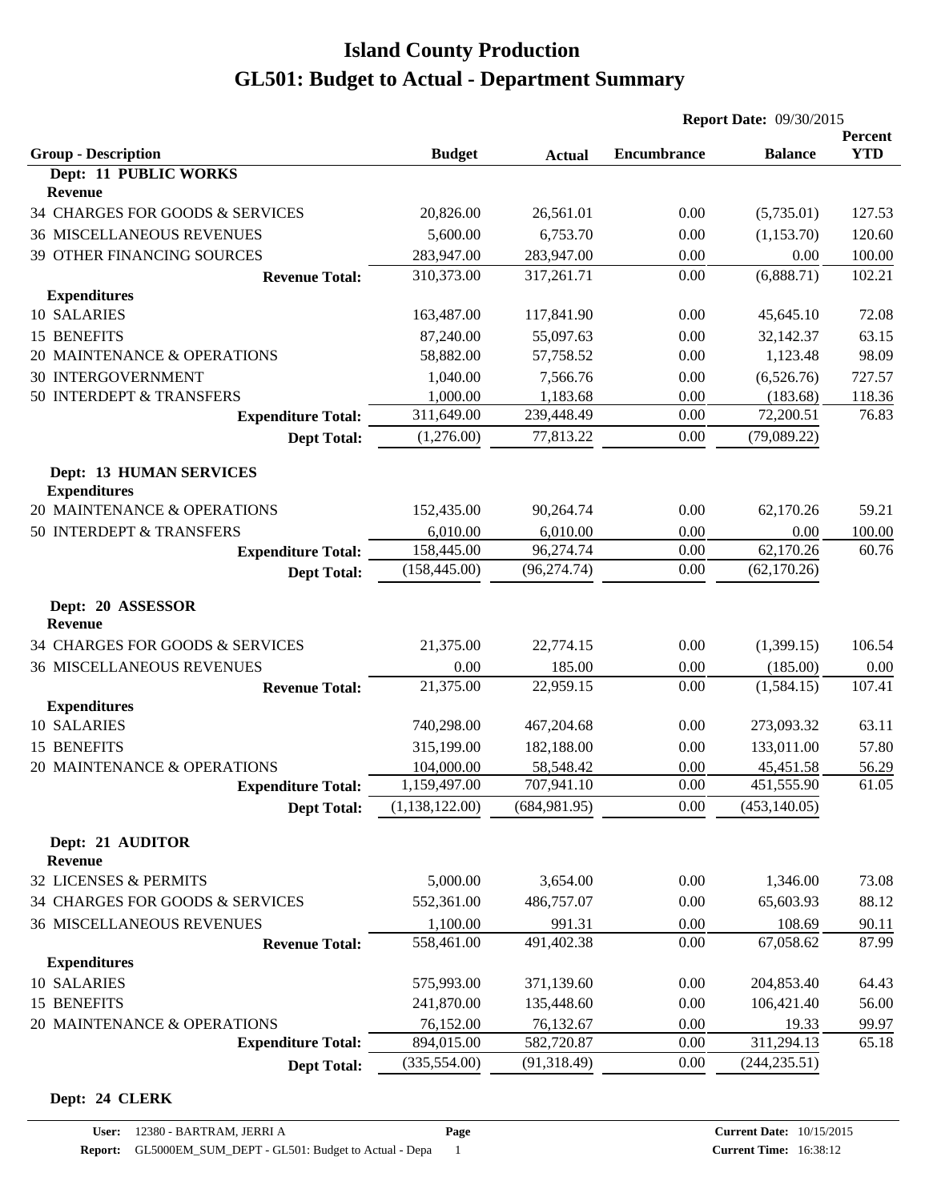# Island County Production
# GL501: Budget to Actual - Department Summary

**Report Date:** 09/30/2015

| Group - Description | Budget | Actual | Encumbrance | Balance | Percent YTD |
|---|---|---|---|---|---|
| **Dept: 11 PUBLIC WORKS** | | | | | |
| **Revenue** | | | | | |
| 34 CHARGES FOR GOODS & SERVICES | 20,826.00 | 26,561.01 | 0.00 | (5,735.01) | 127.53 |
| 36 MISCELLANEOUS REVENUES | 5,600.00 | 6,753.70 | 0.00 | (1,153.70) | 120.60 |
| 39 OTHER FINANCING SOURCES | 283,947.00 | 283,947.00 | 0.00 | 0.00 | 100.00 |
| **Revenue Total:** | 310,373.00 | 317,261.71 | 0.00 | (6,888.71) | 102.21 |
| **Expenditures** | | | | | |
| 10 SALARIES | 163,487.00 | 117,841.90 | 0.00 | 45,645.10 | 72.08 |
| 15 BENEFITS | 87,240.00 | 55,097.63 | 0.00 | 32,142.37 | 63.15 |
| 20 MAINTENANCE & OPERATIONS | 58,882.00 | 57,758.52 | 0.00 | 1,123.48 | 98.09 |
| 30 INTERGOVERNMENT | 1,040.00 | 7,566.76 | 0.00 | (6,526.76) | 727.57 |
| 50 INTERDEPT & TRANSFERS | 1,000.00 | 1,183.68 | 0.00 | (183.68) | 118.36 |
| **Expenditure Total:** | 311,649.00 | 239,448.49 | 0.00 | 72,200.51 | 76.83 |
| **Dept Total:** | (1,276.00) | 77,813.22 | 0.00 | (79,089.22) | |
| **Dept: 13 HUMAN SERVICES** | | | | | |
| **Expenditures** | | | | | |
| 20 MAINTENANCE & OPERATIONS | 152,435.00 | 90,264.74 | 0.00 | 62,170.26 | 59.21 |
| 50 INTERDEPT & TRANSFERS | 6,010.00 | 6,010.00 | 0.00 | 0.00 | 100.00 |
| **Expenditure Total:** | 158,445.00 | 96,274.74 | 0.00 | 62,170.26 | 60.76 |
| **Dept Total:** | (158,445.00) | (96,274.74) | 0.00 | (62,170.26) | |
| **Dept: 20 ASSESSOR** | | | | | |
| **Revenue** | | | | | |
| 34 CHARGES FOR GOODS & SERVICES | 21,375.00 | 22,774.15 | 0.00 | (1,399.15) | 106.54 |
| 36 MISCELLANEOUS REVENUES | 0.00 | 185.00 | 0.00 | (185.00) | 0.00 |
| **Revenue Total:** | 21,375.00 | 22,959.15 | 0.00 | (1,584.15) | 107.41 |
| **Expenditures** | | | | | |
| 10 SALARIES | 740,298.00 | 467,204.68 | 0.00 | 273,093.32 | 63.11 |
| 15 BENEFITS | 315,199.00 | 182,188.00 | 0.00 | 133,011.00 | 57.80 |
| 20 MAINTENANCE & OPERATIONS | 104,000.00 | 58,548.42 | 0.00 | 45,451.58 | 56.29 |
| **Expenditure Total:** | 1,159,497.00 | 707,941.10 | 0.00 | 451,555.90 | 61.05 |
| **Dept Total:** | (1,138,122.00) | (684,981.95) | 0.00 | (453,140.05) | |
| **Dept: 21 AUDITOR** | | | | | |
| **Revenue** | | | | | |
| 32 LICENSES & PERMITS | 5,000.00 | 3,654.00 | 0.00 | 1,346.00 | 73.08 |
| 34 CHARGES FOR GOODS & SERVICES | 552,361.00 | 486,757.07 | 0.00 | 65,603.93 | 88.12 |
| 36 MISCELLANEOUS REVENUES | 1,100.00 | 991.31 | 0.00 | 108.69 | 90.11 |
| **Revenue Total:** | 558,461.00 | 491,402.38 | 0.00 | 67,058.62 | 87.99 |
| **Expenditures** | | | | | |
| 10 SALARIES | 575,993.00 | 371,139.60 | 0.00 | 204,853.40 | 64.43 |
| 15 BENEFITS | 241,870.00 | 135,448.60 | 0.00 | 106,421.40 | 56.00 |
| 20 MAINTENANCE & OPERATIONS | 76,152.00 | 76,132.67 | 0.00 | 19.33 | 99.97 |
| **Expenditure Total:** | 894,015.00 | 582,720.87 | 0.00 | 311,294.13 | 65.18 |
| **Dept Total:** | (335,554.00) | (91,318.49) | 0.00 | (244,235.51) | |
| **Dept: 24 CLERK** | | | | | |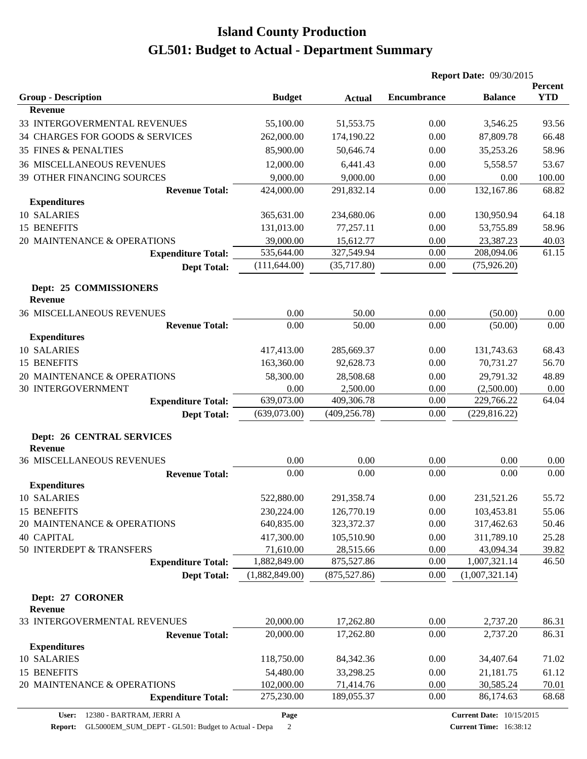# Island County Production

# GL501: Budget to Actual - Department Summary

**Report Date:** 09/30/2015

| Group - Description | Budget | Actual | Encumbrance | Balance | Percent YTD |
|---|---|---|---|---|---|
| **Revenue** | | | | | |
| 33 INTERGOVERMENTAL REVENUES | 55,100.00 | 51,553.75 | 0.00 | 3,546.25 | 93.56 |
| 34 CHARGES FOR GOODS & SERVICES | 262,000.00 | 174,190.22 | 0.00 | 87,809.78 | 66.48 |
| 35 FINES & PENALTIES | 85,900.00 | 50,646.74 | 0.00 | 35,253.26 | 58.96 |
| 36 MISCELLANEOUS REVENUES | 12,000.00 | 6,441.43 | 0.00 | 5,558.57 | 53.67 |
| 39 OTHER FINANCING SOURCES | 9,000.00 | 9,000.00 | 0.00 | 0.00 | 100.00 |
| **Revenue Total:** | 424,000.00 | 291,832.14 | 0.00 | 132,167.86 | 68.82 |
| **Expenditures** | | | | | |
| 10 SALARIES | 365,631.00 | 234,680.06 | 0.00 | 130,950.94 | 64.18 |
| 15 BENEFITS | 131,013.00 | 77,257.11 | 0.00 | 53,755.89 | 58.96 |
| 20 MAINTENANCE & OPERATIONS | 39,000.00 | 15,612.77 | 0.00 | 23,387.23 | 40.03 |
| **Expenditure Total:** | 535,644.00 | 327,549.94 | 0.00 | 208,094.06 | 61.15 |
| **Dept Total:** | (111,644.00) | (35,717.80) | 0.00 | (75,926.20) | |
| **Dept: 25 COMMISSIONERS** | | | | | |
| **Revenue** | | | | | |
| 36 MISCELLANEOUS REVENUES | 0.00 | 50.00 | 0.00 | (50.00) | 0.00 |
| **Revenue Total:** | 0.00 | 50.00 | 0.00 | (50.00) | 0.00 |
| **Expenditures** | | | | | |
| 10 SALARIES | 417,413.00 | 285,669.37 | 0.00 | 131,743.63 | 68.43 |
| 15 BENEFITS | 163,360.00 | 92,628.73 | 0.00 | 70,731.27 | 56.70 |
| 20 MAINTENANCE & OPERATIONS | 58,300.00 | 28,508.68 | 0.00 | 29,791.32 | 48.89 |
| 30 INTERGOVERNMENT | 0.00 | 2,500.00 | 0.00 | (2,500.00) | 0.00 |
| **Expenditure Total:** | 639,073.00 | 409,306.78 | 0.00 | 229,766.22 | 64.04 |
| **Dept Total:** | (639,073.00) | (409,256.78) | 0.00 | (229,816.22) | |
| **Dept: 26 CENTRAL SERVICES** | | | | | |
| **Revenue** | | | | | |
| 36 MISCELLANEOUS REVENUES | 0.00 | 0.00 | 0.00 | 0.00 | 0.00 |
| **Revenue Total:** | 0.00 | 0.00 | 0.00 | 0.00 | 0.00 |
| **Expenditures** | | | | | |
| 10 SALARIES | 522,880.00 | 291,358.74 | 0.00 | 231,521.26 | 55.72 |
| 15 BENEFITS | 230,224.00 | 126,770.19 | 0.00 | 103,453.81 | 55.06 |
| 20 MAINTENANCE & OPERATIONS | 640,835.00 | 323,372.37 | 0.00 | 317,462.63 | 50.46 |
| 40 CAPITAL | 417,300.00 | 105,510.90 | 0.00 | 311,789.10 | 25.28 |
| 50 INTERDEPT & TRANSFERS | 71,610.00 | 28,515.66 | 0.00 | 43,094.34 | 39.82 |
| **Expenditure Total:** | 1,882,849.00 | 875,527.86 | 0.00 | 1,007,321.14 | 46.50 |
| **Dept Total:** | (1,882,849.00) | (875,527.86) | 0.00 | (1,007,321.14) | |
| **Dept: 27 CORONER** | | | | | |
| **Revenue** | | | | | |
| 33 INTERGOVERMENTAL REVENUES | 20,000.00 | 17,262.80 | 0.00 | 2,737.20 | 86.31 |
| **Revenue Total:** | 20,000.00 | 17,262.80 | 0.00 | 2,737.20 | 86.31 |
| **Expenditures** | | | | | |
| 10 SALARIES | 118,750.00 | 84,342.36 | 0.00 | 34,407.64 | 71.02 |
| 15 BENEFITS | 54,480.00 | 33,298.25 | 0.00 | 21,181.75 | 61.12 |
| 20 MAINTENANCE & OPERATIONS | 102,000.00 | 71,414.76 | 0.00 | 30,585.24 | 70.01 |
| **Expenditure Total:** | 275,230.00 | 189,055.37 | 0.00 | 86,174.63 | 68.68 |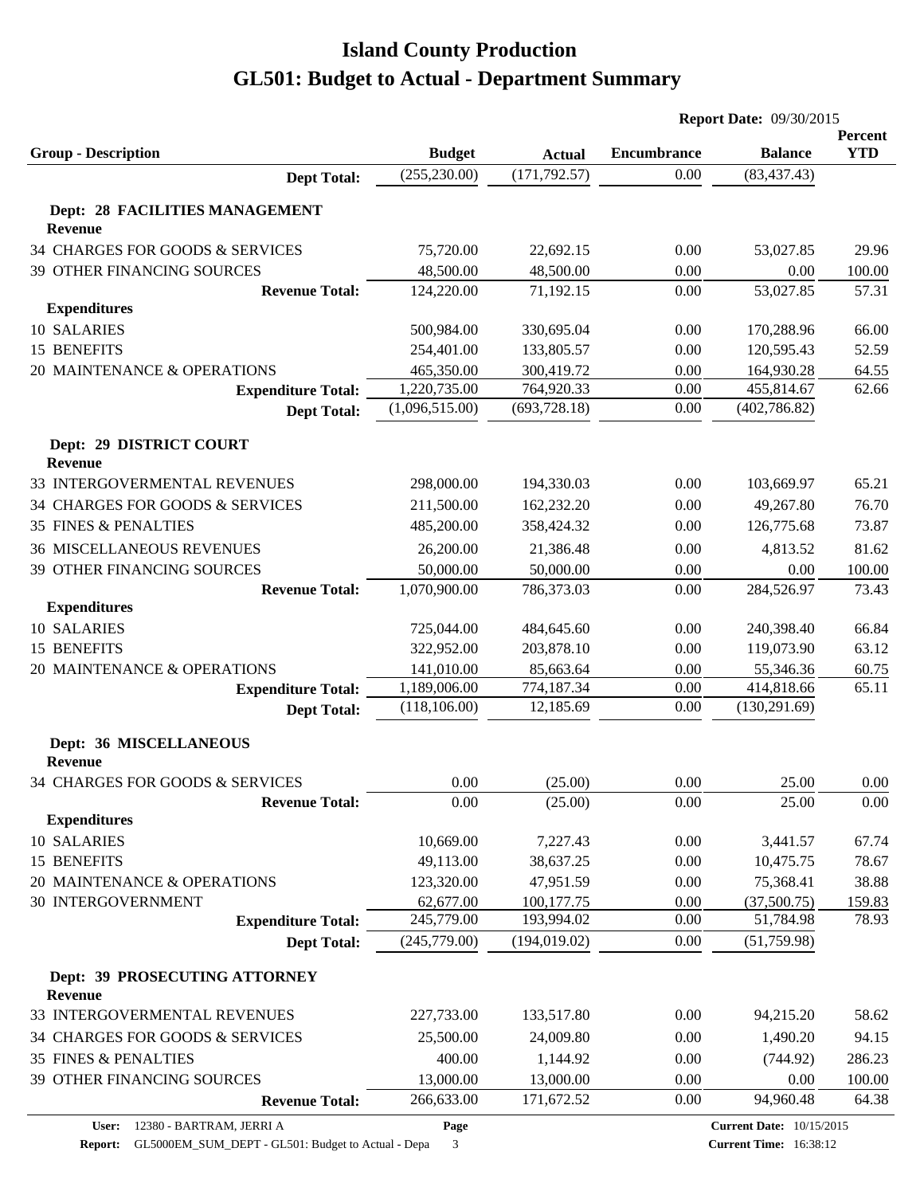# Island County Production
# GL501: Budget to Actual - Department Summary

**Report Date:** 09/30/2015

| Group - Description | Budget | Actual | Encumbrance | Balance | Percent YTD |
|---|---|---|---|---|---|
| **Dept Total:** | (255,230.00) | (171,792.57) | 0.00 | (83,437.43) | |
| **Dept: 28 FACILITIES MANAGEMENT** | | | | | |
| **Revenue** | | | | | |
| 34 CHARGES FOR GOODS & SERVICES | 75,720.00 | 22,692.15 | 0.00 | 53,027.85 | 29.96 |
| 39 OTHER FINANCING SOURCES | 48,500.00 | 48,500.00 | 0.00 | 0.00 | 100.00 |
| **Revenue Total:** | 124,220.00 | 71,192.15 | 0.00 | 53,027.85 | 57.31 |
| **Expenditures** | | | | | |
| 10 SALARIES | 500,984.00 | 330,695.04 | 0.00 | 170,288.96 | 66.00 |
| 15 BENEFITS | 254,401.00 | 133,805.57 | 0.00 | 120,595.43 | 52.59 |
| 20 MAINTENANCE & OPERATIONS | 465,350.00 | 300,419.72 | 0.00 | 164,930.28 | 64.55 |
| **Expenditure Total:** | 1,220,735.00 | 764,920.33 | 0.00 | 455,814.67 | 62.66 |
| **Dept Total:** | (1,096,515.00) | (693,728.18) | 0.00 | (402,786.82) | |
| **Dept: 29 DISTRICT COURT** | | | | | |
| **Revenue** | | | | | |
| 33 INTERGOVERMENTAL REVENUES | 298,000.00 | 194,330.03 | 0.00 | 103,669.97 | 65.21 |
| 34 CHARGES FOR GOODS & SERVICES | 211,500.00 | 162,232.20 | 0.00 | 49,267.80 | 76.70 |
| 35 FINES & PENALTIES | 485,200.00 | 358,424.32 | 0.00 | 126,775.68 | 73.87 |
| 36 MISCELLANEOUS REVENUES | 26,200.00 | 21,386.48 | 0.00 | 4,813.52 | 81.62 |
| 39 OTHER FINANCING SOURCES | 50,000.00 | 50,000.00 | 0.00 | 0.00 | 100.00 |
| **Revenue Total:** | 1,070,900.00 | 786,373.03 | 0.00 | 284,526.97 | 73.43 |
| **Expenditures** | | | | | |
| 10 SALARIES | 725,044.00 | 484,645.60 | 0.00 | 240,398.40 | 66.84 |
| 15 BENEFITS | 322,952.00 | 203,878.10 | 0.00 | 119,073.90 | 63.12 |
| 20 MAINTENANCE & OPERATIONS | 141,010.00 | 85,663.64 | 0.00 | 55,346.36 | 60.75 |
| **Expenditure Total:** | 1,189,006.00 | 774,187.34 | 0.00 | 414,818.66 | 65.11 |
| **Dept Total:** | (118,106.00) | 12,185.69 | 0.00 | (130,291.69) | |
| **Dept: 36 MISCELLANEOUS** | | | | | |
| **Revenue** | | | | | |
| 34 CHARGES FOR GOODS & SERVICES | 0.00 | (25.00) | 0.00 | 25.00 | 0.00 |
| **Revenue Total:** | 0.00 | (25.00) | 0.00 | 25.00 | 0.00 |
| **Expenditures** | | | | | |
| 10 SALARIES | 10,669.00 | 7,227.43 | 0.00 | 3,441.57 | 67.74 |
| 15 BENEFITS | 49,113.00 | 38,637.25 | 0.00 | 10,475.75 | 78.67 |
| 20 MAINTENANCE & OPERATIONS | 123,320.00 | 47,951.59 | 0.00 | 75,368.41 | 38.88 |
| 30 INTERGOVERNMENT | 62,677.00 | 100,177.75 | 0.00 | (37,500.75) | 159.83 |
| **Expenditure Total:** | 245,779.00 | 193,994.02 | 0.00 | 51,784.98 | 78.93 |
| **Dept Total:** | (245,779.00) | (194,019.02) | 0.00 | (51,759.98) | |
| **Dept: 39 PROSECUTING ATTORNEY** | | | | | |
| **Revenue** | | | | | |
| 33 INTERGOVERMENTAL REVENUES | 227,733.00 | 133,517.80 | 0.00 | 94,215.20 | 58.62 |
| 34 CHARGES FOR GOODS & SERVICES | 25,500.00 | 24,009.80 | 0.00 | 1,490.20 | 94.15 |
| 35 FINES & PENALTIES | 400.00 | 1,144.92 | 0.00 | (744.92) | 286.23 |
| 39 OTHER FINANCING SOURCES | 13,000.00 | 13,000.00 | 0.00 | 0.00 | 100.00 |
| **Revenue Total:** | 266,633.00 | 171,672.52 | 0.00 | 94,960.48 | 64.38 |

**User:** 12380 - BARTRAM, JERRI A
**Report:** GL5000EM_SUM_DEPT - GL501: Budget to Actual - Depa
**Current Date:** 10/15/2015
**Current Time:** 16:38:12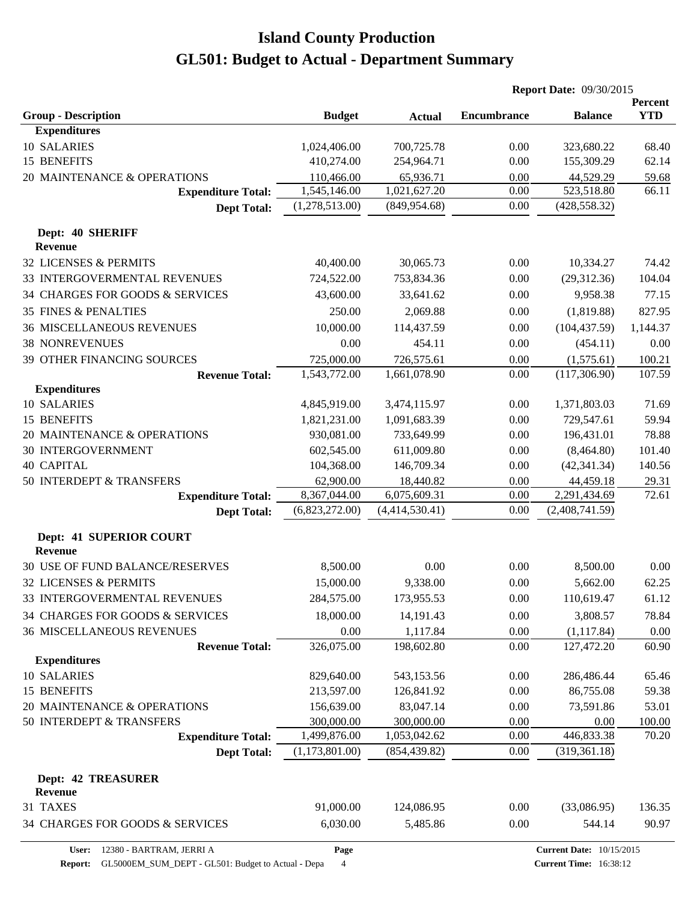# Island County Production
# GL501: Budget to Actual - Department Summary

**Report Date:** 09/30/2015

| Group - Description | Budget | Actual | Encumbrance | Balance | Percent YTD |
|---|---|---|---|---|---|
| **Expenditures** | | | | | |
| 10 SALARIES | 1,024,406.00 | 700,725.78 | 0.00 | 323,680.22 | 68.40 |
| 15 BENEFITS | 410,274.00 | 254,964.71 | 0.00 | 155,309.29 | 62.14 |
| 20 MAINTENANCE & OPERATIONS | 110,466.00 | 65,936.71 | 0.00 | 44,529.29 | 59.68 |
| **Expenditure Total:** | 1,545,146.00 | 1,021,627.20 | 0.00 | 523,518.80 | 66.11 |
| **Dept Total:** | (1,278,513.00) | (849,954.68) | 0.00 | (428,558.32) | |

**Dept: 40 SHERIFF**

| Group - Description | Budget | Actual | Encumbrance | Balance | Percent YTD |
|---|---|---|---|---|---|
| **Revenue** | | | | | |
| 32 LICENSES & PERMITS | 40,400.00 | 30,065.73 | 0.00 | 10,334.27 | 74.42 |
| 33 INTERGOVERMENTAL REVENUES | 724,522.00 | 753,834.36 | 0.00 | (29,312.36) | 104.04 |
| 34 CHARGES FOR GOODS & SERVICES | 43,600.00 | 33,641.62 | 0.00 | 9,958.38 | 77.15 |
| 35 FINES & PENALTIES | 250.00 | 2,069.88 | 0.00 | (1,819.88) | 827.95 |
| 36 MISCELLANEOUS REVENUES | 10,000.00 | 114,437.59 | 0.00 | (104,437.59) | 1,144.37 |
| 38 NONREVENUES | 0.00 | 454.11 | 0.00 | (454.11) | 0.00 |
| 39 OTHER FINANCING SOURCES | 725,000.00 | 726,575.61 | 0.00 | (1,575.61) | 100.21 |
| **Revenue Total:** | 1,543,772.00 | 1,661,078.90 | 0.00 | (117,306.90) | 107.59 |
| **Expenditures** | | | | | |
| 10 SALARIES | 4,845,919.00 | 3,474,115.97 | 0.00 | 1,371,803.03 | 71.69 |
| 15 BENEFITS | 1,821,231.00 | 1,091,683.39 | 0.00 | 729,547.61 | 59.94 |
| 20 MAINTENANCE & OPERATIONS | 930,081.00 | 733,649.99 | 0.00 | 196,431.01 | 78.88 |
| 30 INTERGOVERNMENT | 602,545.00 | 611,009.80 | 0.00 | (8,464.80) | 101.40 |
| 40 CAPITAL | 104,368.00 | 146,709.34 | 0.00 | (42,341.34) | 140.56 |
| 50 INTERDEPT & TRANSFERS | 62,900.00 | 18,440.82 | 0.00 | 44,459.18 | 29.31 |
| **Expenditure Total:** | 8,367,044.00 | 6,075,609.31 | 0.00 | 2,291,434.69 | 72.61 |
| **Dept Total:** | (6,823,272.00) | (4,414,530.41) | 0.00 | (2,408,741.59) | |

**Dept: 41 SUPERIOR COURT**

| Group - Description | Budget | Actual | Encumbrance | Balance | Percent YTD |
|---|---|---|---|---|---|
| **Revenue** | | | | | |
| 30 USE OF FUND BALANCE/RESERVES | 8,500.00 | 0.00 | 0.00 | 8,500.00 | 0.00 |
| 32 LICENSES & PERMITS | 15,000.00 | 9,338.00 | 0.00 | 5,662.00 | 62.25 |
| 33 INTERGOVERMENTAL REVENUES | 284,575.00 | 173,955.53 | 0.00 | 110,619.47 | 61.12 |
| 34 CHARGES FOR GOODS & SERVICES | 18,000.00 | 14,191.43 | 0.00 | 3,808.57 | 78.84 |
| 36 MISCELLANEOUS REVENUES | 0.00 | 1,117.84 | 0.00 | (1,117.84) | 0.00 |
| **Revenue Total:** | 326,075.00 | 198,602.80 | 0.00 | 127,472.20 | 60.90 |
| **Expenditures** | | | | | |
| 10 SALARIES | 829,640.00 | 543,153.56 | 0.00 | 286,486.44 | 65.46 |
| 15 BENEFITS | 213,597.00 | 126,841.92 | 0.00 | 86,755.08 | 59.38 |
| 20 MAINTENANCE & OPERATIONS | 156,639.00 | 83,047.14 | 0.00 | 73,591.86 | 53.01 |
| 50 INTERDEPT & TRANSFERS | 300,000.00 | 300,000.00 | 0.00 | 0.00 | 100.00 |
| **Expenditure Total:** | 1,499,876.00 | 1,053,042.62 | 0.00 | 446,833.38 | 70.20 |
| **Dept Total:** | (1,173,801.00) | (854,439.82) | 0.00 | (319,361.18) | |

**Dept: 42 TREASURER**

| Group - Description | Budget | Actual | Encumbrance | Balance | Percent YTD |
|---|---|---|---|---|---|
| **Revenue** | | | | | |
| 31 TAXES | 91,000.00 | 124,086.95 | 0.00 | (33,086.95) | 136.35 |
| 34 CHARGES FOR GOODS & SERVICES | 6,030.00 | 5,485.86 | 0.00 | 544.14 | 90.97 |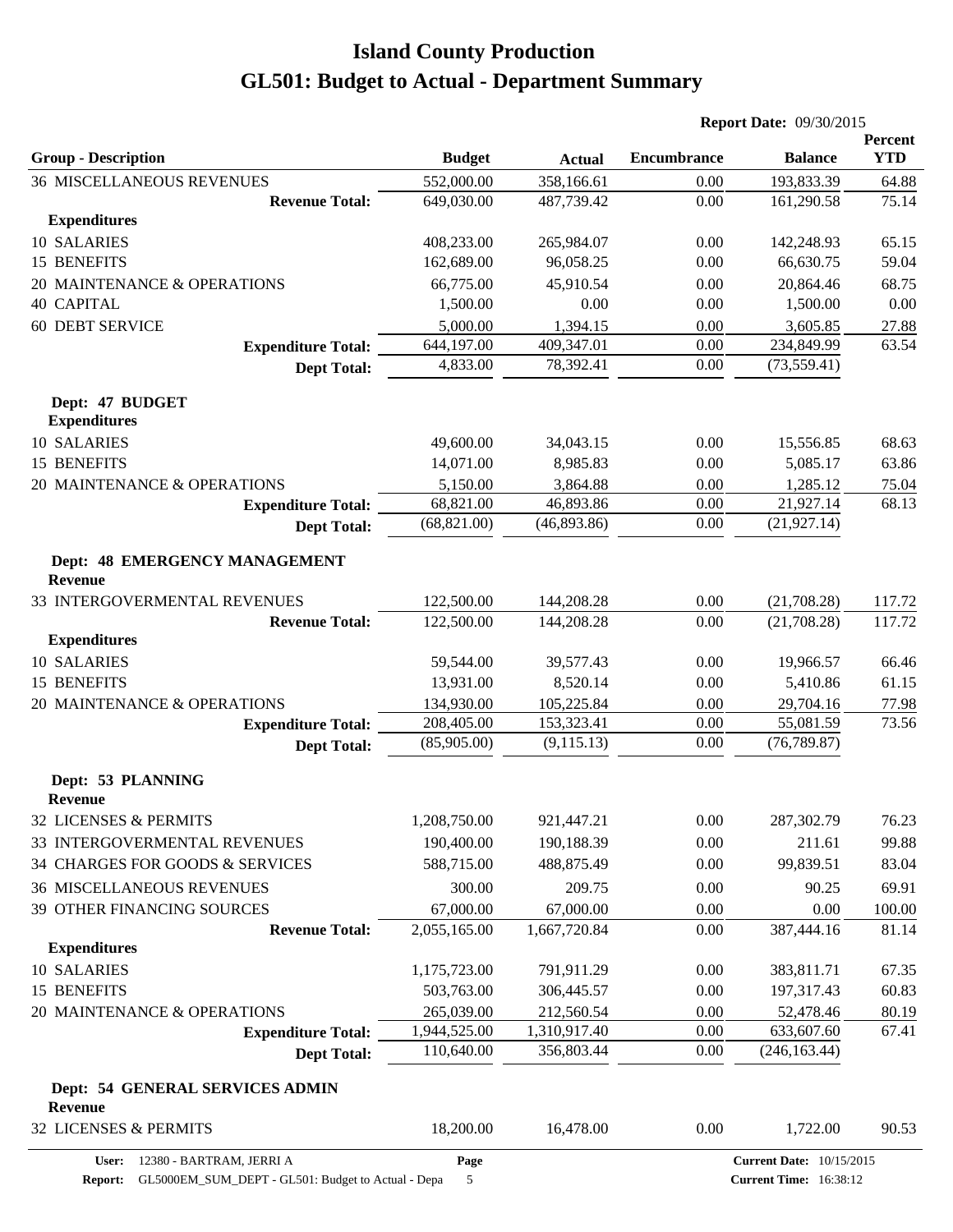# Island County Production
# GL501: Budget to Actual - Department Summary

**Report Date:** 09/30/2015

| Group - Description | Budget | Actual | Encumbrance | Balance | Percent YTD |
|---|---|---|---|---|---|
| 36 MISCELLANEOUS REVENUES | 552,000.00 | 358,166.61 | 0.00 | 193,833.39 | 64.88 |
| **Revenue Total:** | 649,030.00 | 487,739.42 | 0.00 | 161,290.58 | 75.14 |
| **Expenditures** | | | | | |
| 10 SALARIES | 408,233.00 | 265,984.07 | 0.00 | 142,248.93 | 65.15 |
| 15 BENEFITS | 162,689.00 | 96,058.25 | 0.00 | 66,630.75 | 59.04 |
| 20 MAINTENANCE & OPERATIONS | 66,775.00 | 45,910.54 | 0.00 | 20,864.46 | 68.75 |
| 40 CAPITAL | 1,500.00 | 0.00 | 0.00 | 1,500.00 | 0.00 |
| 60 DEBT SERVICE | 5,000.00 | 1,394.15 | 0.00 | 3,605.85 | 27.88 |
| **Expenditure Total:** | 644,197.00 | 409,347.01 | 0.00 | 234,849.99 | 63.54 |
| **Dept Total:** | 4,833.00 | 78,392.41 | 0.00 | (73,559.41) | |
| **Dept: 47 BUDGET** | | | | | |
| **Expenditures** | | | | | |
| 10 SALARIES | 49,600.00 | 34,043.15 | 0.00 | 15,556.85 | 68.63 |
| 15 BENEFITS | 14,071.00 | 8,985.83 | 0.00 | 5,085.17 | 63.86 |
| 20 MAINTENANCE & OPERATIONS | 5,150.00 | 3,864.88 | 0.00 | 1,285.12 | 75.04 |
| **Expenditure Total:** | 68,821.00 | 46,893.86 | 0.00 | 21,927.14 | 68.13 |
| **Dept Total:** | (68,821.00) | (46,893.86) | 0.00 | (21,927.14) | |
| **Dept: 48 EMERGENCY MANAGEMENT** | | | | | |
| **Revenue** | | | | | |
| 33 INTERGOVERMENTAL REVENUES | 122,500.00 | 144,208.28 | 0.00 | (21,708.28) | 117.72 |
| **Revenue Total:** | 122,500.00 | 144,208.28 | 0.00 | (21,708.28) | 117.72 |
| **Expenditures** | | | | | |
| 10 SALARIES | 59,544.00 | 39,577.43 | 0.00 | 19,966.57 | 66.46 |
| 15 BENEFITS | 13,931.00 | 8,520.14 | 0.00 | 5,410.86 | 61.15 |
| 20 MAINTENANCE & OPERATIONS | 134,930.00 | 105,225.84 | 0.00 | 29,704.16 | 77.98 |
| **Expenditure Total:** | 208,405.00 | 153,323.41 | 0.00 | 55,081.59 | 73.56 |
| **Dept Total:** | (85,905.00) | (9,115.13) | 0.00 | (76,789.87) | |
| **Dept: 53 PLANNING** | | | | | |
| **Revenue** | | | | | |
| 32 LICENSES & PERMITS | 1,208,750.00 | 921,447.21 | 0.00 | 287,302.79 | 76.23 |
| 33 INTERGOVERMENTAL REVENUES | 190,400.00 | 190,188.39 | 0.00 | 211.61 | 99.88 |
| 34 CHARGES FOR GOODS & SERVICES | 588,715.00 | 488,875.49 | 0.00 | 99,839.51 | 83.04 |
| 36 MISCELLANEOUS REVENUES | 300.00 | 209.75 | 0.00 | 90.25 | 69.91 |
| 39 OTHER FINANCING SOURCES | 67,000.00 | 67,000.00 | 0.00 | 0.00 | 100.00 |
| **Revenue Total:** | 2,055,165.00 | 1,667,720.84 | 0.00 | 387,444.16 | 81.14 |
| **Expenditures** | | | | | |
| 10 SALARIES | 1,175,723.00 | 791,911.29 | 0.00 | 383,811.71 | 67.35 |
| 15 BENEFITS | 503,763.00 | 306,445.57 | 0.00 | 197,317.43 | 60.83 |
| 20 MAINTENANCE & OPERATIONS | 265,039.00 | 212,560.54 | 0.00 | 52,478.46 | 80.19 |
| **Expenditure Total:** | 1,944,525.00 | 1,310,917.40 | 0.00 | 633,607.60 | 67.41 |
| **Dept Total:** | 110,640.00 | 356,803.44 | 0.00 | (246,163.44) | |
| **Dept: 54 GENERAL SERVICES ADMIN** | | | | | |
| **Revenue** | | | | | |
| 32 LICENSES & PERMITS | 18,200.00 | 16,478.00 | 0.00 | 1,722.00 | 90.53 |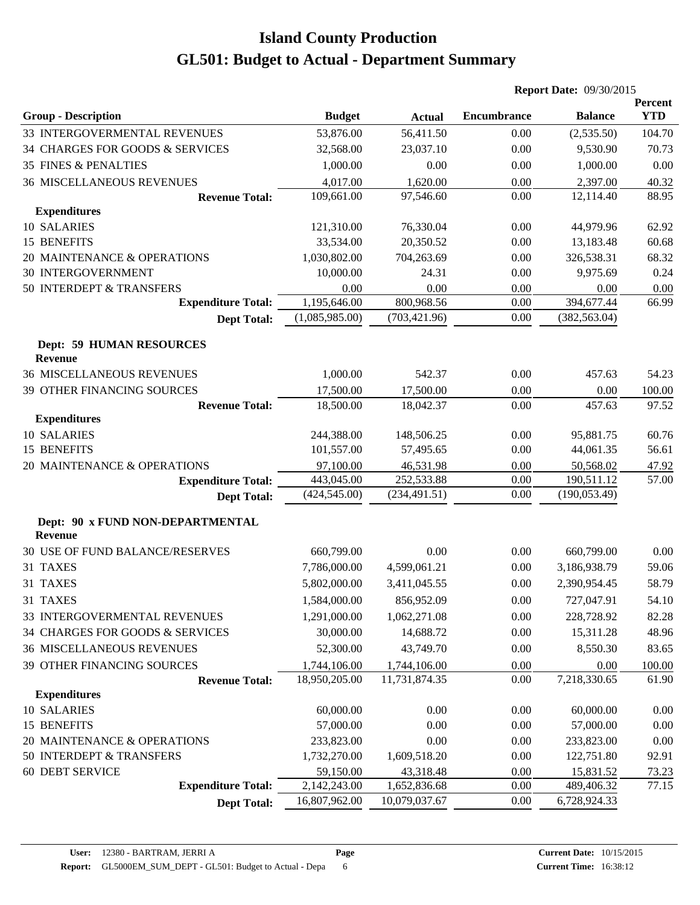# Island County Production
# GL501: Budget to Actual - Department Summary

**Report Date:** 09/30/2015

| Group - Description | Budget | Actual | Encumbrance | Balance | Percent YTD |
|---|---|---|---|---|---|
| 33 INTERGOVERMENTAL REVENUES | 53,876.00 | 56,411.50 | 0.00 | (2,535.50) | 104.70 |
| 34 CHARGES FOR GOODS & SERVICES | 32,568.00 | 23,037.10 | 0.00 | 9,530.90 | 70.73 |
| 35 FINES & PENALTIES | 1,000.00 | 0.00 | 0.00 | 1,000.00 | 0.00 |
| 36 MISCELLANEOUS REVENUES | 4,017.00 | 1,620.00 | 0.00 | 2,397.00 | 40.32 |
| **Revenue Total:** | 109,661.00 | 97,546.60 | 0.00 | 12,114.40 | 88.95 |
| **Expenditures** | | | | | |
| 10 SALARIES | 121,310.00 | 76,330.04 | 0.00 | 44,979.96 | 62.92 |
| 15 BENEFITS | 33,534.00 | 20,350.52 | 0.00 | 13,183.48 | 60.68 |
| 20 MAINTENANCE & OPERATIONS | 1,030,802.00 | 704,263.69 | 0.00 | 326,538.31 | 68.32 |
| 30 INTERGOVERNMENT | 10,000.00 | 24.31 | 0.00 | 9,975.69 | 0.24 |
| 50 INTERDEPT & TRANSFERS | 0.00 | 0.00 | 0.00 | 0.00 | 0.00 |
| **Expenditure Total:** | 1,195,646.00 | 800,968.56 | 0.00 | 394,677.44 | 66.99 |
| **Dept Total:** | (1,085,985.00) | (703,421.96) | 0.00 | (382,563.04) | |
| **Dept: 59 HUMAN RESOURCES** | | | | | |
| **Revenue** | | | | | |
| 36 MISCELLANEOUS REVENUES | 1,000.00 | 542.37 | 0.00 | 457.63 | 54.23 |
| 39 OTHER FINANCING SOURCES | 17,500.00 | 17,500.00 | 0.00 | 0.00 | 100.00 |
| **Revenue Total:** | 18,500.00 | 18,042.37 | 0.00 | 457.63 | 97.52 |
| **Expenditures** | | | | | |
| 10 SALARIES | 244,388.00 | 148,506.25 | 0.00 | 95,881.75 | 60.76 |
| 15 BENEFITS | 101,557.00 | 57,495.65 | 0.00 | 44,061.35 | 56.61 |
| 20 MAINTENANCE & OPERATIONS | 97,100.00 | 46,531.98 | 0.00 | 50,568.02 | 47.92 |
| **Expenditure Total:** | 443,045.00 | 252,533.88 | 0.00 | 190,511.12 | 57.00 |
| **Dept Total:** | (424,545.00) | (234,491.51) | 0.00 | (190,053.49) | |
| **Dept: 90 x FUND NON-DEPARTMENTAL** | | | | | |
| **Revenue** | | | | | |
| 30 USE OF FUND BALANCE/RESERVES | 660,799.00 | 0.00 | 0.00 | 660,799.00 | 0.00 |
| 31 TAXES | 7,786,000.00 | 4,599,061.21 | 0.00 | 3,186,938.79 | 59.06 |
| 31 TAXES | 5,802,000.00 | 3,411,045.55 | 0.00 | 2,390,954.45 | 58.79 |
| 31 TAXES | 1,584,000.00 | 856,952.09 | 0.00 | 727,047.91 | 54.10 |
| 33 INTERGOVERMENTAL REVENUES | 1,291,000.00 | 1,062,271.08 | 0.00 | 228,728.92 | 82.28 |
| 34 CHARGES FOR GOODS & SERVICES | 30,000.00 | 14,688.72 | 0.00 | 15,311.28 | 48.96 |
| 36 MISCELLANEOUS REVENUES | 52,300.00 | 43,749.70 | 0.00 | 8,550.30 | 83.65 |
| 39 OTHER FINANCING SOURCES | 1,744,106.00 | 1,744,106.00 | 0.00 | 0.00 | 100.00 |
| **Revenue Total:** | 18,950,205.00 | 11,731,874.35 | 0.00 | 7,218,330.65 | 61.90 |
| **Expenditures** | | | | | |
| 10 SALARIES | 60,000.00 | 0.00 | 0.00 | 60,000.00 | 0.00 |
| 15 BENEFITS | 57,000.00 | 0.00 | 0.00 | 57,000.00 | 0.00 |
| 20 MAINTENANCE & OPERATIONS | 233,823.00 | 0.00 | 0.00 | 233,823.00 | 0.00 |
| 50 INTERDEPT & TRANSFERS | 1,732,270.00 | 1,609,518.20 | 0.00 | 122,751.80 | 92.91 |
| 60 DEBT SERVICE | 59,150.00 | 43,318.48 | 0.00 | 15,831.52 | 73.23 |
| **Expenditure Total:** | 2,142,243.00 | 1,652,836.68 | 0.00 | 489,406.32 | 77.15 |
| **Dept Total:** | 16,807,962.00 | 10,079,037.67 | 0.00 | 6,728,924.33 | |

**User:** 12380 - BARTRAM, JERRI A
**Report:** GL5000EM_SUM_DEPT - GL501: Budget to Actual - Depa
**Current Date:** 10/15/2015
**Current Time:** 16:38:12